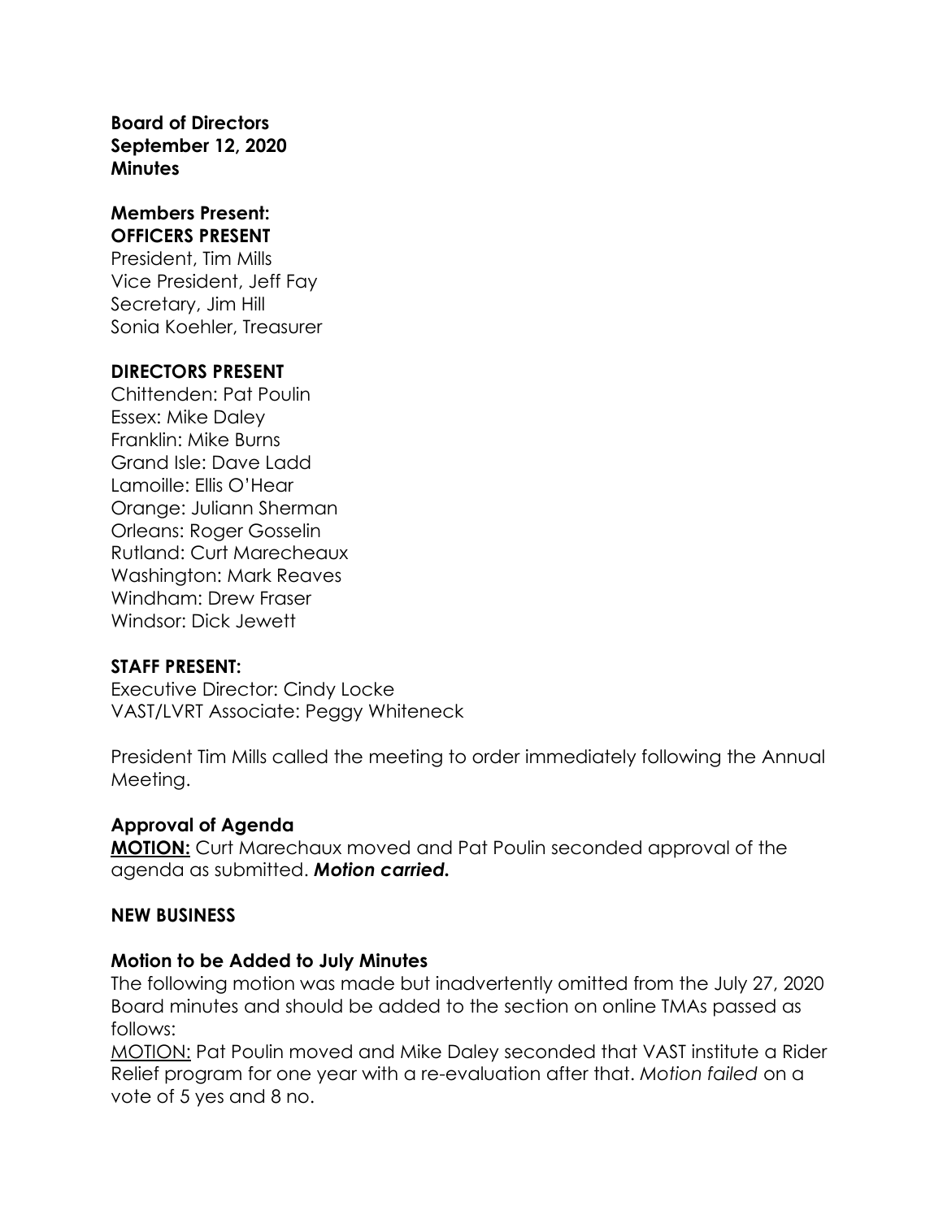**Board of Directors**
**September 12, 2020**
**Minutes**

**Members Present:**
**OFFICERS PRESENT**

President, Tim Mills
Vice President, Jeff Fay
Secretary, Jim Hill
Sonia Koehler, Treasurer

**DIRECTORS PRESENT**

Chittenden: Pat Poulin
Essex: Mike Daley
Franklin: Mike Burns
Grand Isle: Dave Ladd
Lamoille: Ellis O'Hear
Orange: Juliann Sherman
Orleans: Roger Gosselin
Rutland: Curt Marecheaux
Washington: Mark Reaves
Windham: Drew Fraser
Windsor: Dick Jewett

**STAFF PRESENT:**

Executive Director: Cindy Locke
VAST/LVRT Associate: Peggy Whiteneck

President Tim Mills called the meeting to order immediately following the Annual Meeting.

**Approval of Agenda**

**MOTION:** Curt Marechaux moved and Pat Poulin seconded approval of the agenda as submitted. ***Motion carried.***

**NEW BUSINESS**

**Motion to be Added to July Minutes**

The following motion was made but inadvertently omitted from the July 27, 2020 Board minutes and should be added to the section on online TMAs passed as follows:

MOTION: Pat Poulin moved and Mike Daley seconded that VAST institute a Rider Relief program for one year with a re-evaluation after that. *Motion failed* on a vote of 5 yes and 8 no.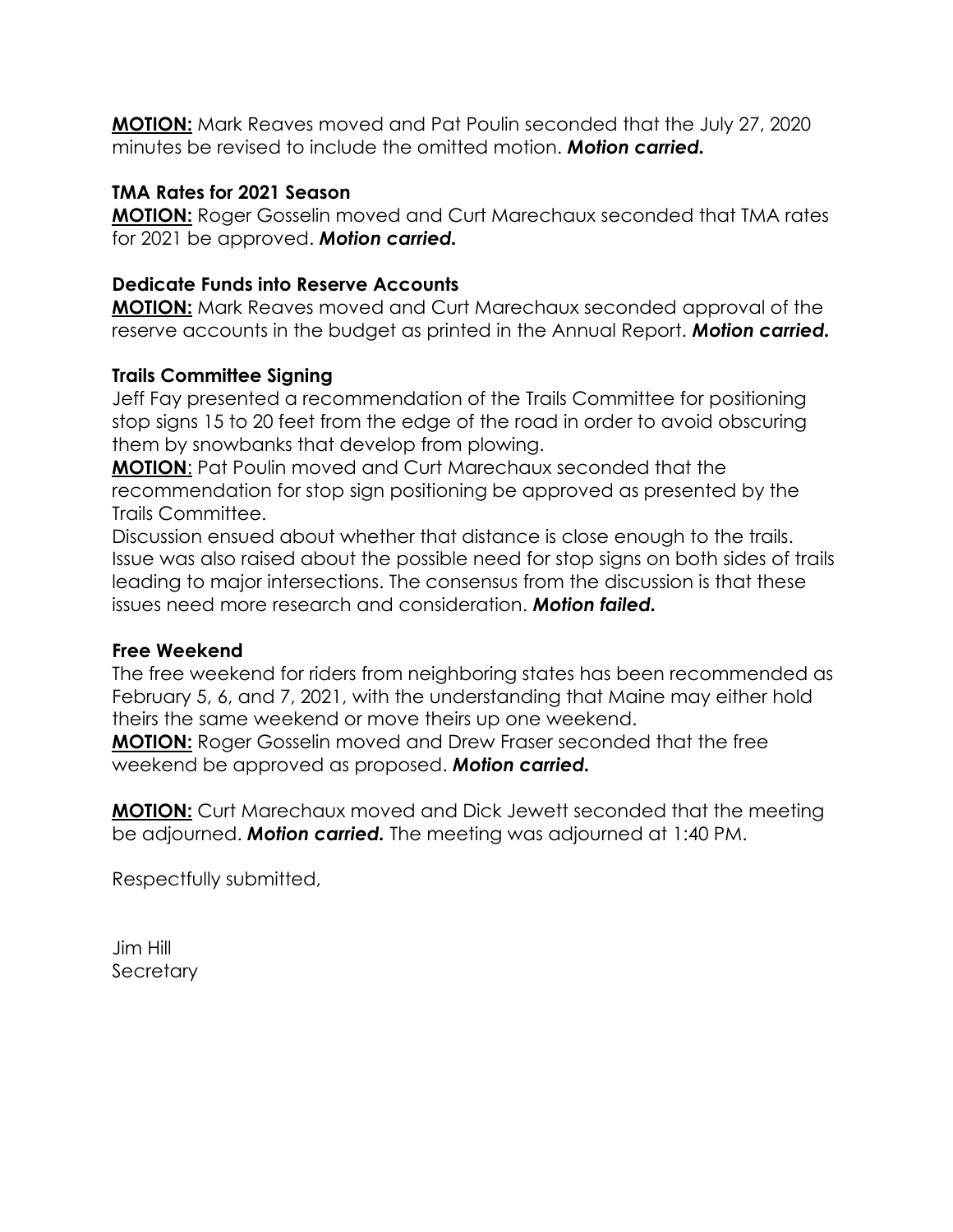**MOTION:** Mark Reaves moved and Pat Poulin seconded that the July 27, 2020 minutes be revised to include the omitted motion. ***Motion carried.***

### TMA Rates for 2021 Season

**MOTION:** Roger Gosselin moved and Curt Marechaux seconded that TMA rates for 2021 be approved. ***Motion carried.***

### Dedicate Funds into Reserve Accounts

**MOTION:** Mark Reaves moved and Curt Marechaux seconded approval of the reserve accounts in the budget as printed in the Annual Report. ***Motion carried.***

### Trails Committee Signing

Jeff Fay presented a recommendation of the Trails Committee for positioning stop signs 15 to 20 feet from the edge of the road in order to avoid obscuring them by snowbanks that develop from plowing.

**MOTION**: Pat Poulin moved and Curt Marechaux seconded that the recommendation for stop sign positioning be approved as presented by the Trails Committee.

Discussion ensued about whether that distance is close enough to the trails. Issue was also raised about the possible need for stop signs on both sides of trails leading to major intersections. The consensus from the discussion is that these issues need more research and consideration. ***Motion failed.***

### Free Weekend

The free weekend for riders from neighboring states has been recommended as February 5, 6, and 7, 2021, with the understanding that Maine may either hold theirs the same weekend or move theirs up one weekend.

**MOTION:** Roger Gosselin moved and Drew Fraser seconded that the free weekend be approved as proposed. ***Motion carried.***

**MOTION:** Curt Marechaux moved and Dick Jewett seconded that the meeting be adjourned. ***Motion carried.*** The meeting was adjourned at 1:40 PM.

Respectfully submitted,

Jim Hill
Secretary